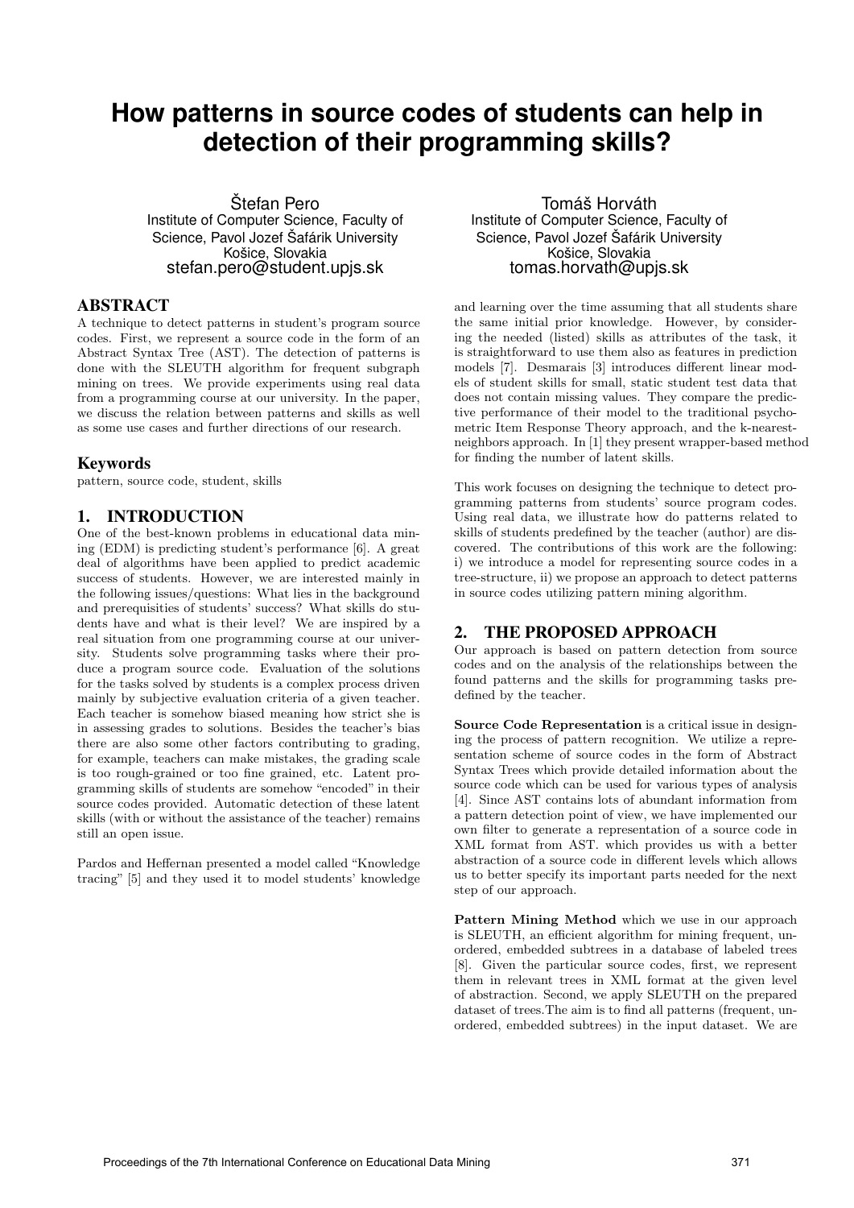# How patterns in source codes of students can help in detection of their programming skills?

Štefan Pero
Institute of Computer Science, Faculty of Science, Pavol Jozef Šafárik University
Košice, Slovakia
stefan.pero@student.upjs.sk

Tomáš Horváth
Institute of Computer Science, Faculty of Science, Pavol Jozef Šafárik University
Košice, Slovakia
tomas.horvath@upjs.sk

## ABSTRACT

A technique to detect patterns in student's program source codes. First, we represent a source code in the form of an Abstract Syntax Tree (AST). The detection of patterns is done with the SLEUTH algorithm for frequent subgraph mining on trees. We provide experiments using real data from a programming course at our university. In the paper, we discuss the relation between patterns and skills as well as some use cases and further directions of our research.

## Keywords

pattern, source code, student, skills

## 1. INTRODUCTION

One of the best-known problems in educational data mining (EDM) is predicting student's performance [6]. A great deal of algorithms have been applied to predict academic success of students. However, we are interested mainly in the following issues/questions: What lies in the background and prerequisities of students' success? What skills do students have and what is their level? We are inspired by a real situation from one programming course at our university. Students solve programming tasks where their produce a program source code. Evaluation of the solutions for the tasks solved by students is a complex process driven mainly by subjective evaluation criteria of a given teacher. Each teacher is somehow biased meaning how strict she is in assessing grades to solutions. Besides the teacher's bias there are also some other factors contributing to grading, for example, teachers can make mistakes, the grading scale is too rough-grained or too fine grained, etc. Latent programming skills of students are somehow "encoded" in their source codes provided. Automatic detection of these latent skills (with or without the assistance of the teacher) remains still an open issue.

Pardos and Heffernan presented a model called "Knowledge tracing" [5] and they used it to model students' knowledge and learning over the time assuming that all students share the same initial prior knowledge. However, by considering the needed (listed) skills as attributes of the task, it is straightforward to use them also as features in prediction models [7]. Desmarais [3] introduces different linear models of student skills for small, static student test data that does not contain missing values. They compare the predictive performance of their model to the traditional psychometric Item Response Theory approach, and the k-nearest-neighbors approach. In [1] they present wrapper-based method for finding the number of latent skills.

This work focuses on designing the technique to detect programming patterns from students' source program codes. Using real data, we illustrate how do patterns related to skills of students predefined by the teacher (author) are discovered. The contributions of this work are the following: i) we introduce a model for representing source codes in a tree-structure, ii) we propose an approach to detect patterns in source codes utilizing pattern mining algorithm.

## 2. THE PROPOSED APPROACH

Our approach is based on pattern detection from source codes and on the analysis of the relationships between the found patterns and the skills for programming tasks predefined by the teacher.

**Source Code Representation** is a critical issue in designing the process of pattern recognition. We utilize a representation scheme of source codes in the form of Abstract Syntax Trees which provide detailed information about the source code which can be used for various types of analysis [4]. Since AST contains lots of abundant information from a pattern detection point of view, we have implemented our own filter to generate a representation of a source code in XML format from AST. which provides us with a better abstraction of a source code in different levels which allows us to better specify its important parts needed for the next step of our approach.

**Pattern Mining Method** which we use in our approach is SLEUTH, an efficient algorithm for mining frequent, unordered, embedded subtrees in a database of labeled trees [8]. Given the particular source codes, first, we represent them in relevant trees in XML format at the given level of abstraction. Second, we apply SLEUTH on the prepared dataset of trees.The aim is to find all patterns (frequent, unordered, embedded subtrees) in the input dataset. We are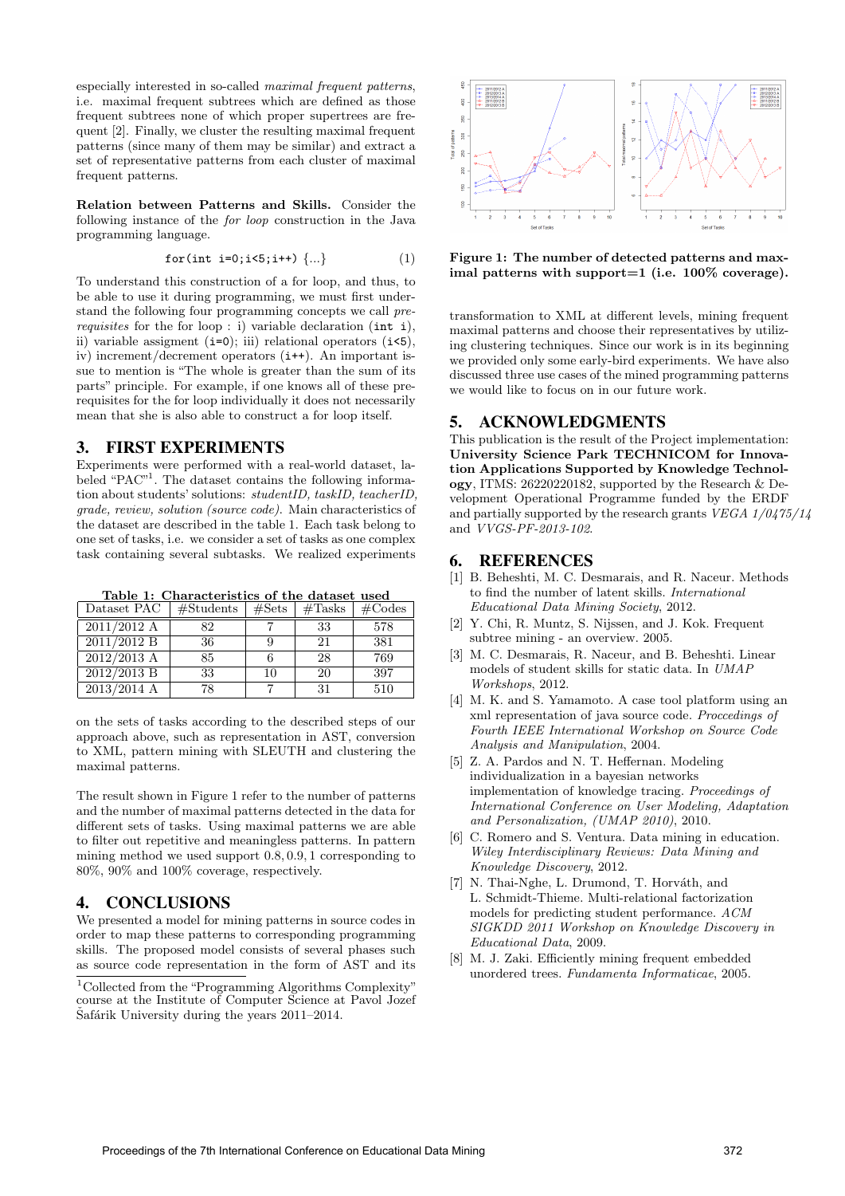especially interested in so-called *maximal frequent patterns*, i.e. maximal frequent subtrees which are defined as those frequent subtrees none of which proper supertrees are frequent [2]. Finally, we cluster the resulting maximal frequent patterns (since many of them may be similar) and extract a set of representative patterns from each cluster of maximal frequent patterns.

**Relation between Patterns and Skills.** Consider the following instance of the *for loop* construction in the Java programming language.

```
for(int i=0;i<5;i++) {...}          (1)
```

To understand this construction of a for loop, and thus, to be able to use it during programming, we must first understand the following four programming concepts we call *prerequisites* for the for loop : i) variable declaration (`int i`), ii) variable assignment (`i=0`); iii) relational operators (`i<5`), iv) increment/decrement operators (`i++`). An important issue to mention is "The whole is greater than the sum of its parts" principle. For example, if one knows all of these prerequisites for the for loop individually it does not necessarily mean that she is also able to construct a for loop itself.

## 3. FIRST EXPERIMENTS

Experiments were performed with a real-world dataset, labeled "PAC"[1]. The dataset contains the following information about students' solutions: *studentID, taskID, teacherID, grade, review, solution (source code)*. Main characteristics of the dataset are described in the table 1. Each task belong to one set of tasks, i.e. we consider a set of tasks as one complex task containing several subtasks. We realized experiments on the sets of tasks according to the described steps of our approach above, such as representation in AST, conversion to XML, pattern mining with SLEUTH and clustering the maximal patterns.

**Table 1: Characteristics of the dataset used**

| Dataset PAC | #Students | #Sets | #Tasks | #Codes |
|---|---|---|---|---|
| 2011/2012 A | 82 | 7 | 33 | 578 |
| 2011/2012 B | 36 | 9 | 21 | 381 |
| 2012/2013 A | 85 | 6 | 28 | 769 |
| 2012/2013 B | 33 | 10 | 20 | 397 |
| 2013/2014 A | 78 | 7 | 31 | 510 |

The result shown in Figure 1 refer to the number of patterns and the number of maximal patterns detected in the data for different sets of tasks. Using maximal patterns we are able to filter out repetitive and meaningless patterns. In pattern mining method we used support 0.8, 0.9, 1 corresponding to 80%, 90% and 100% coverage, respectively.

**Figure 1: The number of detected patterns and maximal patterns with support=1 (i.e. 100% coverage).**

## 4. CONCLUSIONS

We presented a model for mining patterns in source codes in order to map these patterns to corresponding programming skills. The proposed model consists of several phases such as source code representation in the form of AST and its transformation to XML at different levels, mining frequent maximal patterns and choose their representatives by utilizing clustering techniques. Since our work is in its beginning we provided only some early-bird experiments. We have also discussed three use cases of the mined programming patterns we would like to focus on in our future work.

## 5. ACKNOWLEDGMENTS

This publication is the result of the Project implementation: **University Science Park TECHNICOM for Innovation Applications Supported by Knowledge Technology**, ITMS: 26220220182, supported by the Research & Development Operational Programme funded by the ERDF and partially supported by the research grants *VEGA 1/0475/14* and *VVGS-PF-2013-102*.

## 6. REFERENCES

[1] B. Beheshti, M. C. Desmarais, and R. Naceur. Methods to find the number of latent skills. *International Educational Data Mining Society*, 2012.

[2] Y. Chi, R. Muntz, S. Nijssen, and J. Kok. Frequent subtree mining - an overview. 2005.

[3] M. C. Desmarais, R. Naceur, and B. Beheshti. Linear models of student skills for static data. In *UMAP Workshops*, 2012.

[4] M. K. and S. Yamamoto. A case tool platform using an xml representation of java source code. *Proccedings of Fourth IEEE International Workshop on Source Code Analysis and Manipulation*, 2004.

[5] Z. A. Pardos and N. T. Heffernan. Modeling individualization in a bayesian networks implementation of knowledge tracing. *Proceedings of International Conference on User Modeling, Adaptation and Personalization, (UMAP 2010)*, 2010.

[6] C. Romero and S. Ventura. Data mining in education. *Wiley Interdisciplinary Reviews: Data Mining and Knowledge Discovery*, 2012.

[7] N. Thai-Nghe, L. Drumond, T. Horváth, and L. Schmidt-Thieme. Multi-relational factorization models for predicting student performance. *ACM SIGKDD 2011 Workshop on Knowledge Discovery in Educational Data*, 2009.

[8] M. J. Zaki. Efficiently mining frequent embedded unordered trees. *Fundamenta Informaticae*, 2005.

[1] Collected from the "Programming Algorithms Complexity" course at the Institute of Computer Science at Pavol Jozef Šafárik University during the years 2011–2014.